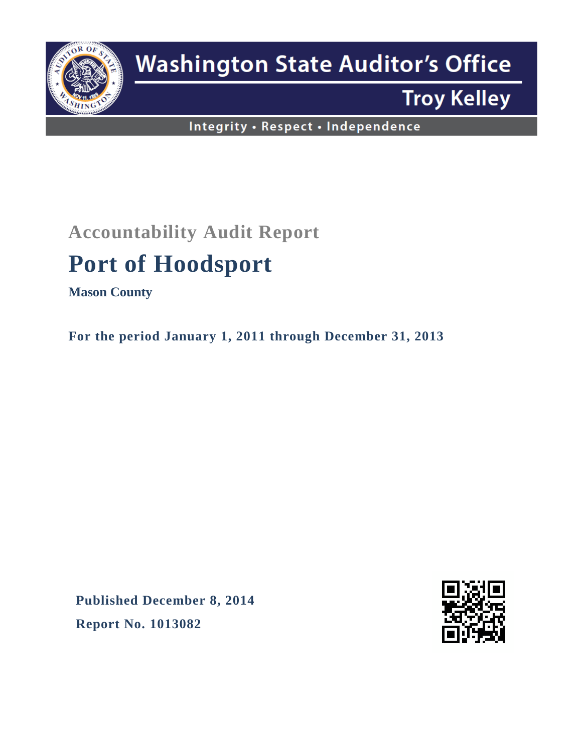Washington State Auditor's Office

Troy Kelley

Integrity • Respect • Independence

## Accountability Audit Report

# Port of Hoodsport

**Mason County**

**For the period January 1, 2011 through December 31, 2013**

**Published December 8, 2014**

**Report No. 1013082**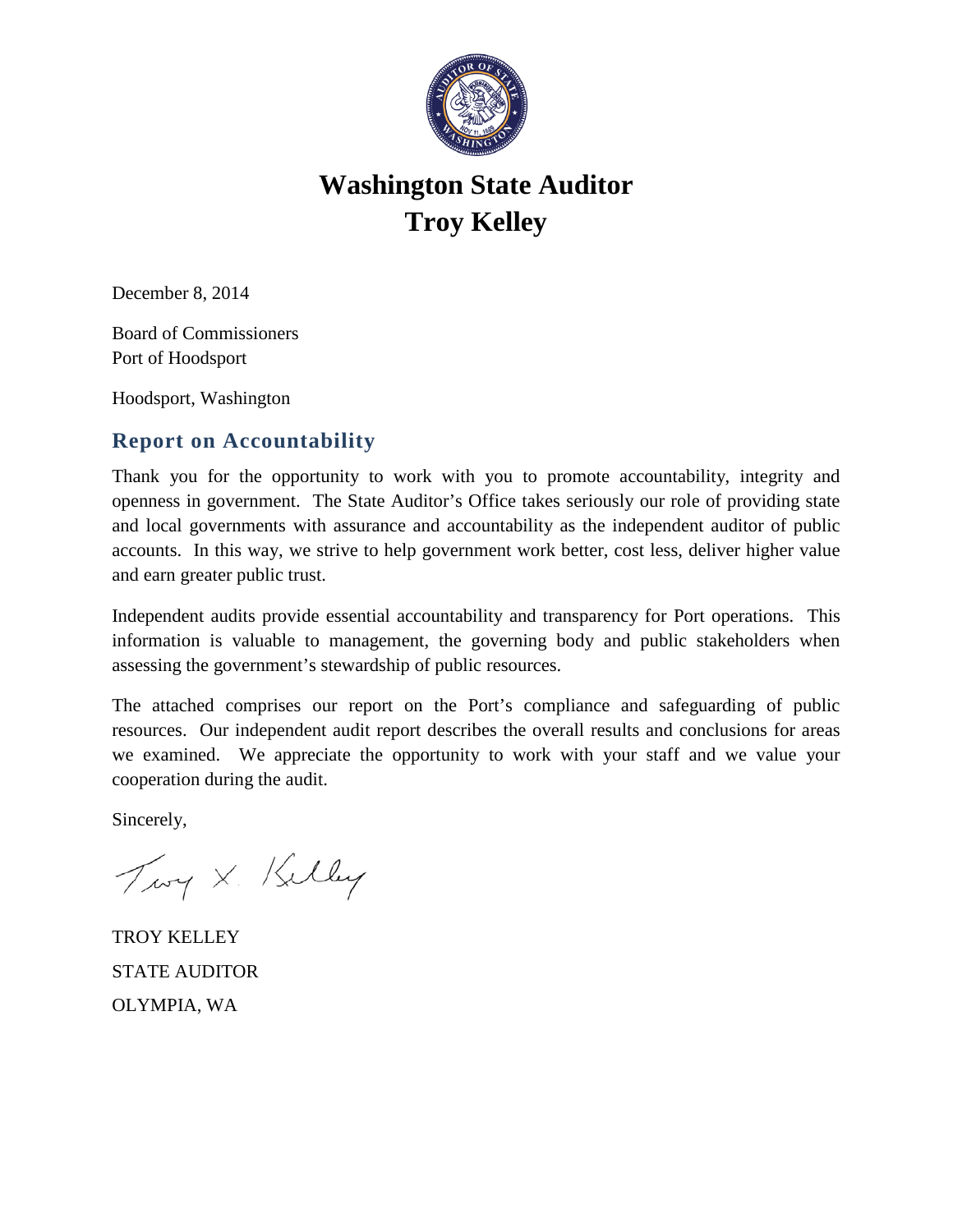# Washington State Auditor
# Troy Kelley

December 8, 2014

Board of Commissioners
Port of Hoodsport

Hoodsport, Washington

## Report on Accountability

Thank you for the opportunity to work with you to promote accountability, integrity and openness in government. The State Auditor's Office takes seriously our role of providing state and local governments with assurance and accountability as the independent auditor of public accounts. In this way, we strive to help government work better, cost less, deliver higher value and earn greater public trust.

Independent audits provide essential accountability and transparency for Port operations. This information is valuable to management, the governing body and public stakeholders when assessing the government's stewardship of public resources.

The attached comprises our report on the Port's compliance and safeguarding of public resources. Our independent audit report describes the overall results and conclusions for areas we examined. We appreciate the opportunity to work with your staff and we value your cooperation during the audit.

Sincerely,

TROY KELLEY
STATE AUDITOR
OLYMPIA, WA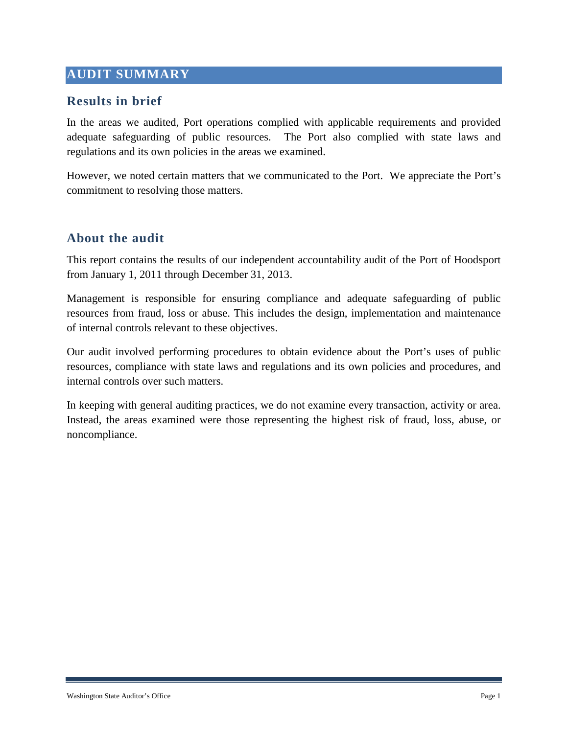# AUDIT SUMMARY

## Results in brief

In the areas we audited, Port operations complied with applicable requirements and provided adequate safeguarding of public resources. The Port also complied with state laws and regulations and its own policies in the areas we examined.

However, we noted certain matters that we communicated to the Port. We appreciate the Port's commitment to resolving those matters.

## About the audit

This report contains the results of our independent accountability audit of the Port of Hoodsport from January 1, 2011 through December 31, 2013.

Management is responsible for ensuring compliance and adequate safeguarding of public resources from fraud, loss or abuse. This includes the design, implementation and maintenance of internal controls relevant to these objectives.

Our audit involved performing procedures to obtain evidence about the Port's uses of public resources, compliance with state laws and regulations and its own policies and procedures, and internal controls over such matters.

In keeping with general auditing practices, we do not examine every transaction, activity or area. Instead, the areas examined were those representing the highest risk of fraud, loss, abuse, or noncompliance.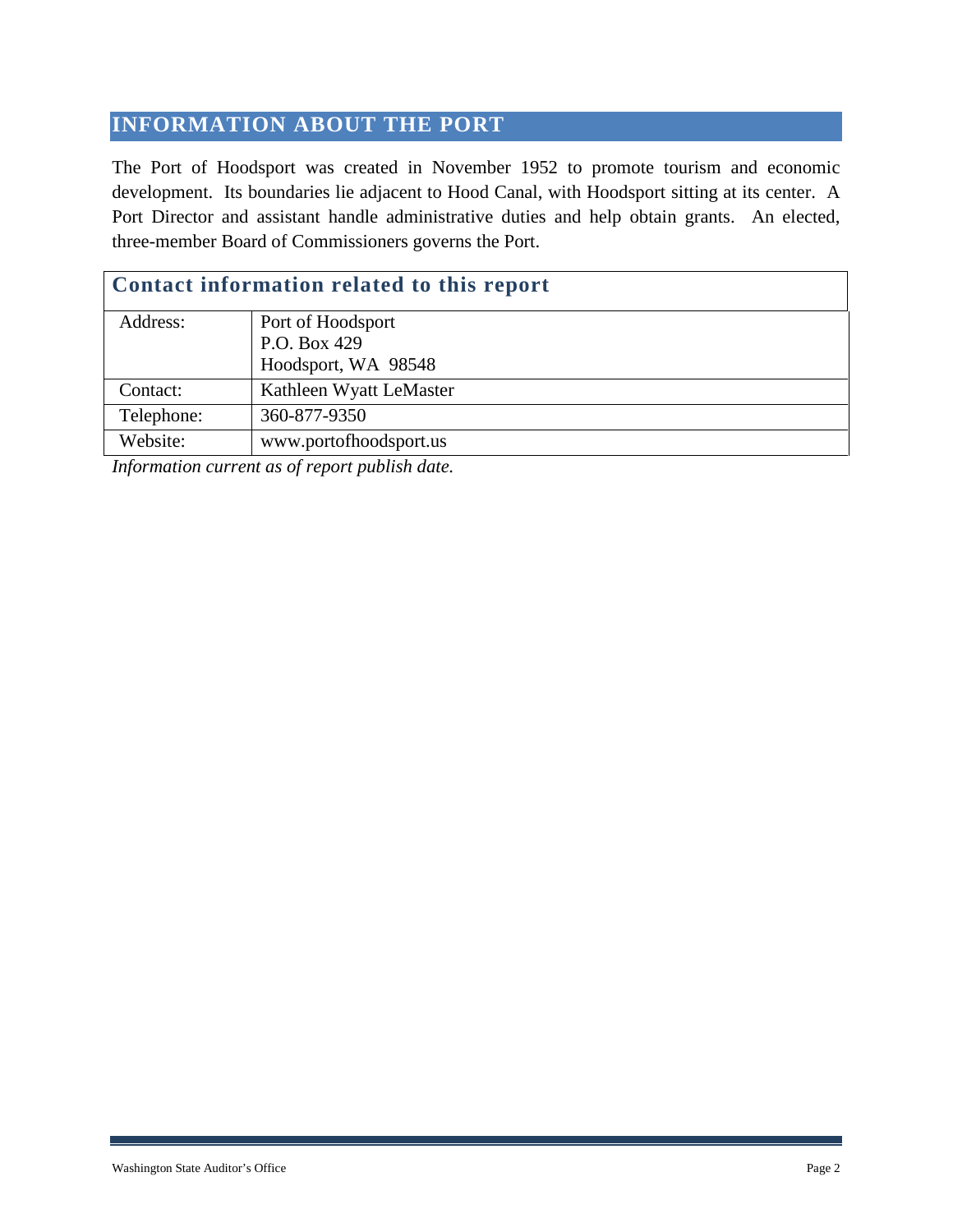## INFORMATION ABOUT THE PORT

The Port of Hoodsport was created in November 1952 to promote tourism and economic development. Its boundaries lie adjacent to Hood Canal, with Hoodsport sitting at its center. A Port Director and assistant handle administrative duties and help obtain grants. An elected, three-member Board of Commissioners governs the Port.

| Contact information related to this report | |
|---|---|
| Address: | Port of Hoodsport<br>P.O. Box 429<br>Hoodsport, WA 98548 |
| Contact: | Kathleen Wyatt LeMaster |
| Telephone: | 360-877-9350 |
| Website: | www.portofhoodsport.us |

*Information current as of report publish date.*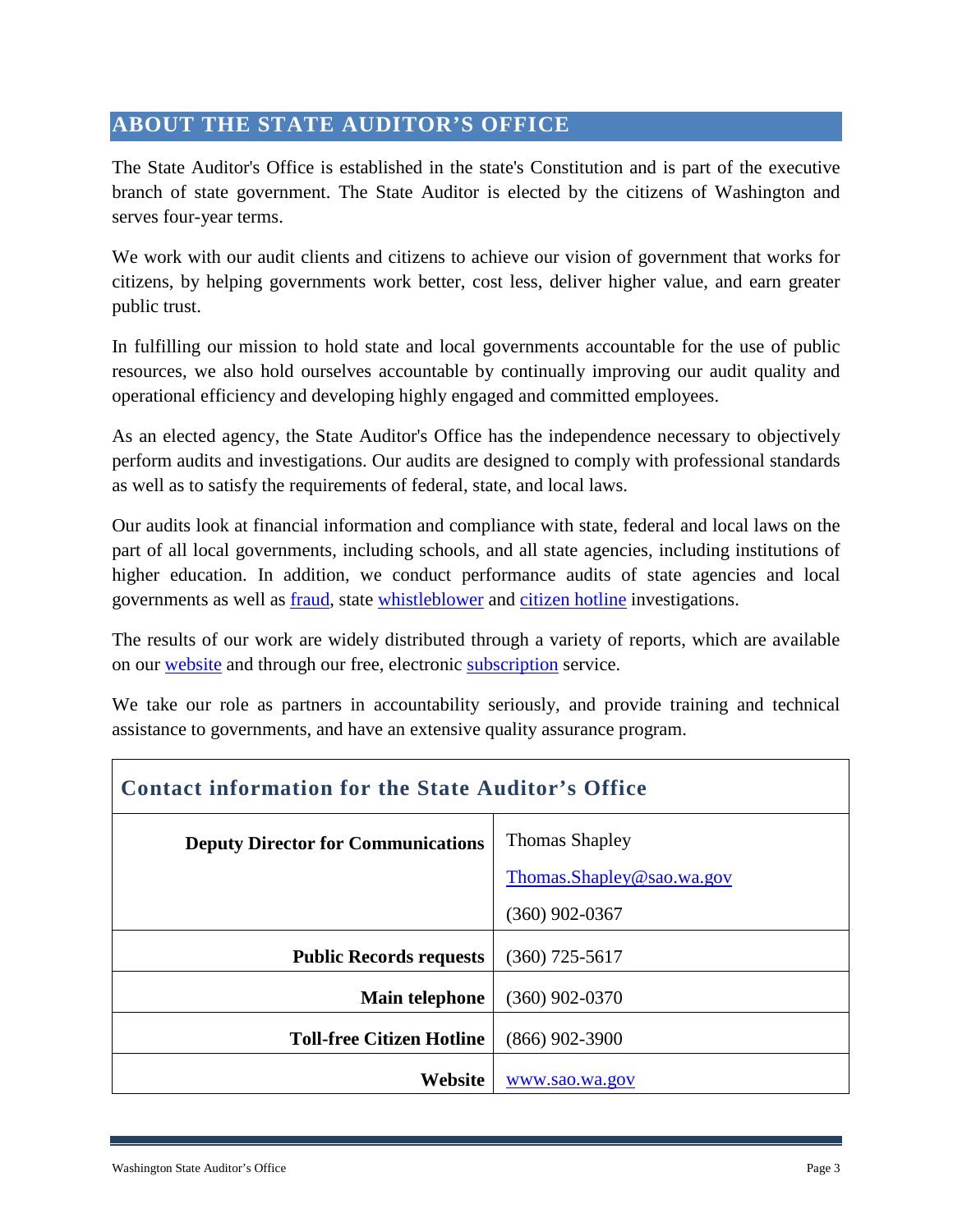## ABOUT THE STATE AUDITOR'S OFFICE

The State Auditor's Office is established in the state's Constitution and is part of the executive branch of state government. The State Auditor is elected by the citizens of Washington and serves four-year terms.

We work with our audit clients and citizens to achieve our vision of government that works for citizens, by helping governments work better, cost less, deliver higher value, and earn greater public trust.

In fulfilling our mission to hold state and local governments accountable for the use of public resources, we also hold ourselves accountable by continually improving our audit quality and operational efficiency and developing highly engaged and committed employees.

As an elected agency, the State Auditor's Office has the independence necessary to objectively perform audits and investigations. Our audits are designed to comply with professional standards as well as to satisfy the requirements of federal, state, and local laws.

Our audits look at financial information and compliance with state, federal and local laws on the part of all local governments, including schools, and all state agencies, including institutions of higher education. In addition, we conduct performance audits of state agencies and local governments as well as fraud, state whistleblower and citizen hotline investigations.

The results of our work are widely distributed through a variety of reports, which are available on our website and through our free, electronic subscription service.

We take our role as partners in accountability seriously, and provide training and technical assistance to governments, and have an extensive quality assurance program.

| Contact information for the State Auditor's Office | |
|---|---|
| **Deputy Director for Communications** | Thomas Shapley<br>Thomas.Shapley@sao.wa.gov<br>(360) 902-0367 |
| **Public Records requests** | (360) 725-5617 |
| **Main telephone** | (360) 902-0370 |
| **Toll-free Citizen Hotline** | (866) 902-3900 |
| **Website** | www.sao.wa.gov |